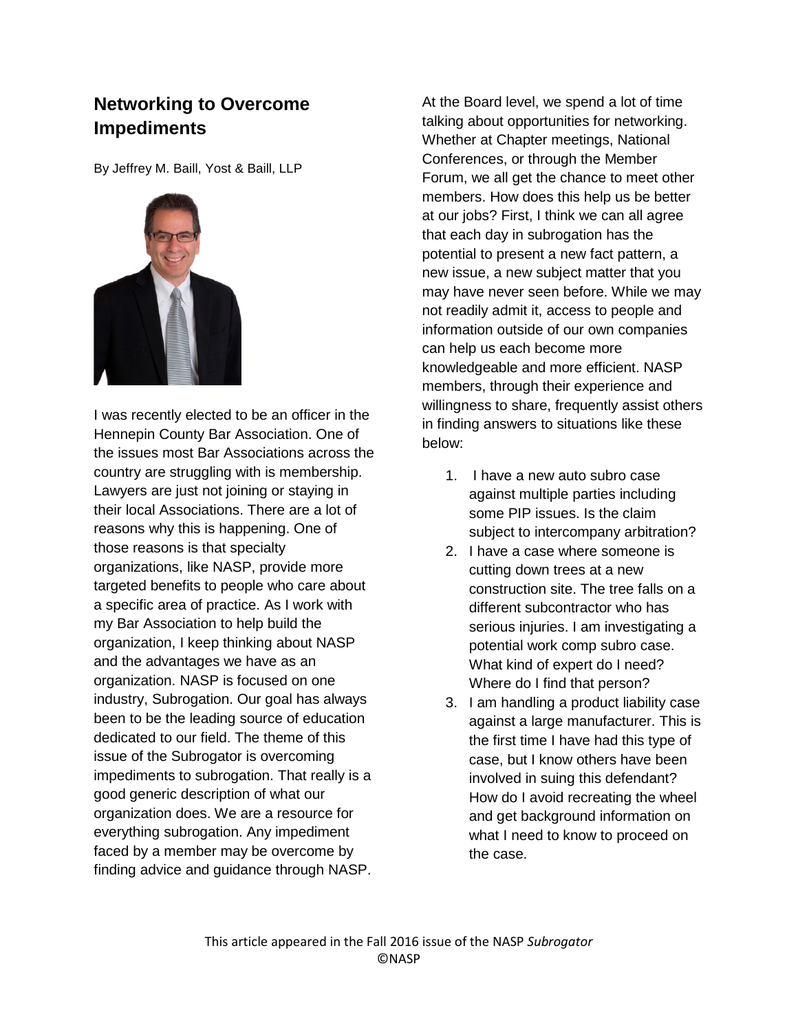## Networking to Overcome Impediments

By Jeffrey M. Baill, Yost & Baill, LLP

I was recently elected to be an officer in the Hennepin County Bar Association. One of the issues most Bar Associations across the country are struggling with is membership. Lawyers are just not joining or staying in their local Associations. There are a lot of reasons why this is happening. One of those reasons is that specialty organizations, like NASP, provide more targeted benefits to people who care about a specific area of practice. As I work with my Bar Association to help build the organization, I keep thinking about NASP and the advantages we have as an organization. NASP is focused on one industry, Subrogation. Our goal has always been to be the leading source of education dedicated to our field. The theme of this issue of the Subrogator is overcoming impediments to subrogation. That really is a good generic description of what our organization does. We are a resource for everything subrogation. Any impediment faced by a member may be overcome by finding advice and guidance through NASP.

At the Board level, we spend a lot of time talking about opportunities for networking. Whether at Chapter meetings, National Conferences, or through the Member Forum, we all get the chance to meet other members. How does this help us be better at our jobs? First, I think we can all agree that each day in subrogation has the potential to present a new fact pattern, a new issue, a new subject matter that you may have never seen before. While we may not readily admit it, access to people and information outside of our own companies can help us each become more knowledgeable and more efficient. NASP members, through their experience and willingness to share, frequently assist others in finding answers to situations like these below:

1. I have a new auto subro case against multiple parties including some PIP issues. Is the claim subject to intercompany arbitration?
2. I have a case where someone is cutting down trees at a new construction site. The tree falls on a different subcontractor who has serious injuries. I am investigating a potential work comp subro case. What kind of expert do I need? Where do I find that person?
3. I am handling a product liability case against a large manufacturer. This is the first time I have had this type of case, but I know others have been involved in suing this defendant? How do I avoid recreating the wheel and get background information on what I need to know to proceed on the case.

This article appeared in the Fall 2016 issue of the NASP *Subrogator*
©NASP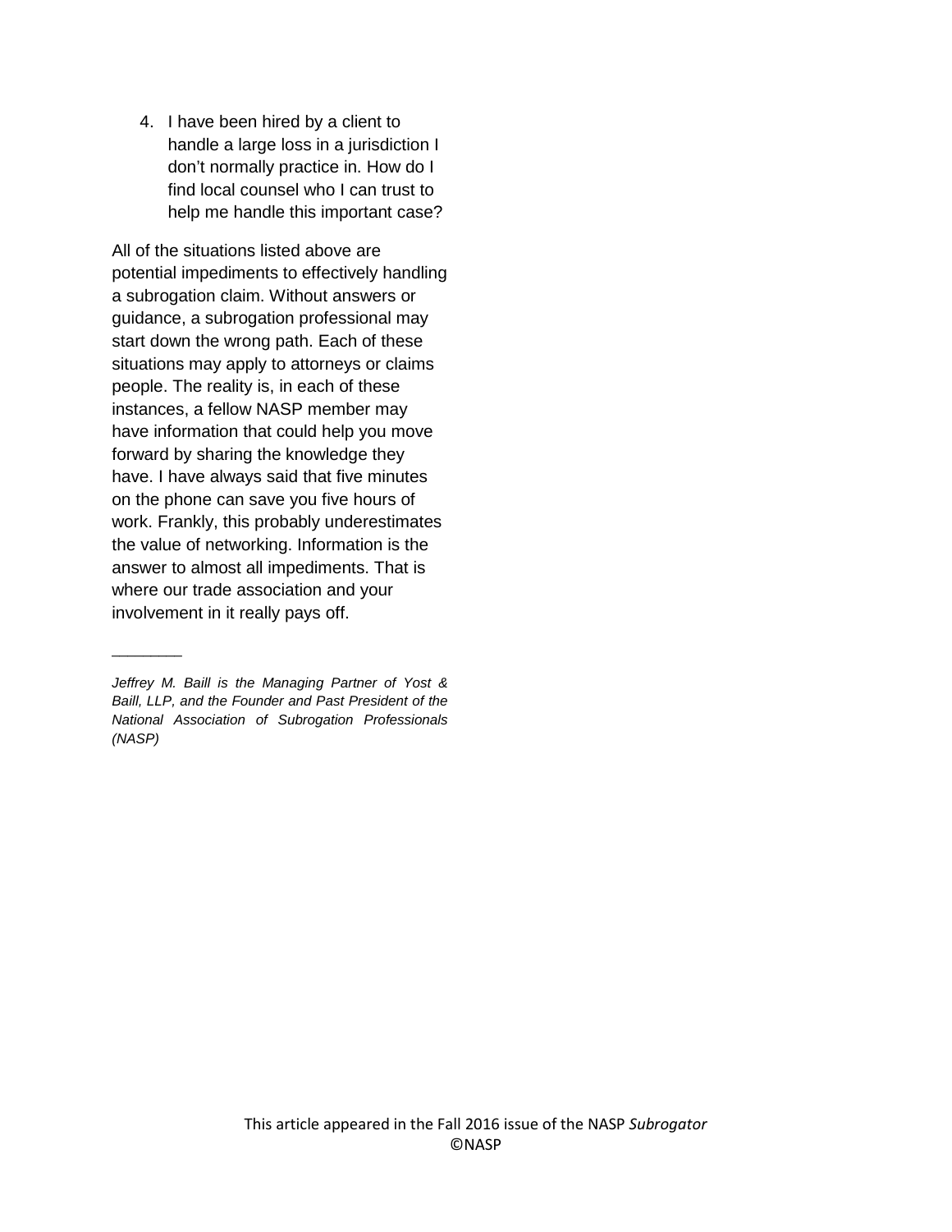4. I have been hired by a client to handle a large loss in a jurisdiction I don't normally practice in. How do I find local counsel who I can trust to help me handle this important case?

All of the situations listed above are potential impediments to effectively handling a subrogation claim. Without answers or guidance, a subrogation professional may start down the wrong path. Each of these situations may apply to attorneys or claims people. The reality is, in each of these instances, a fellow NASP member may have information that could help you move forward by sharing the knowledge they have. I have always said that five minutes on the phone can save you five hours of work. Frankly, this probably underestimates the value of networking. Information is the answer to almost all impediments. That is where our trade association and your involvement in it really pays off.

________

*Jeffrey M. Baill is the Managing Partner of Yost & Baill, LLP, and the Founder and Past President of the National Association of Subrogation Professionals (NASP)*

This article appeared in the Fall 2016 issue of the NASP *Subrogator*
©NASP